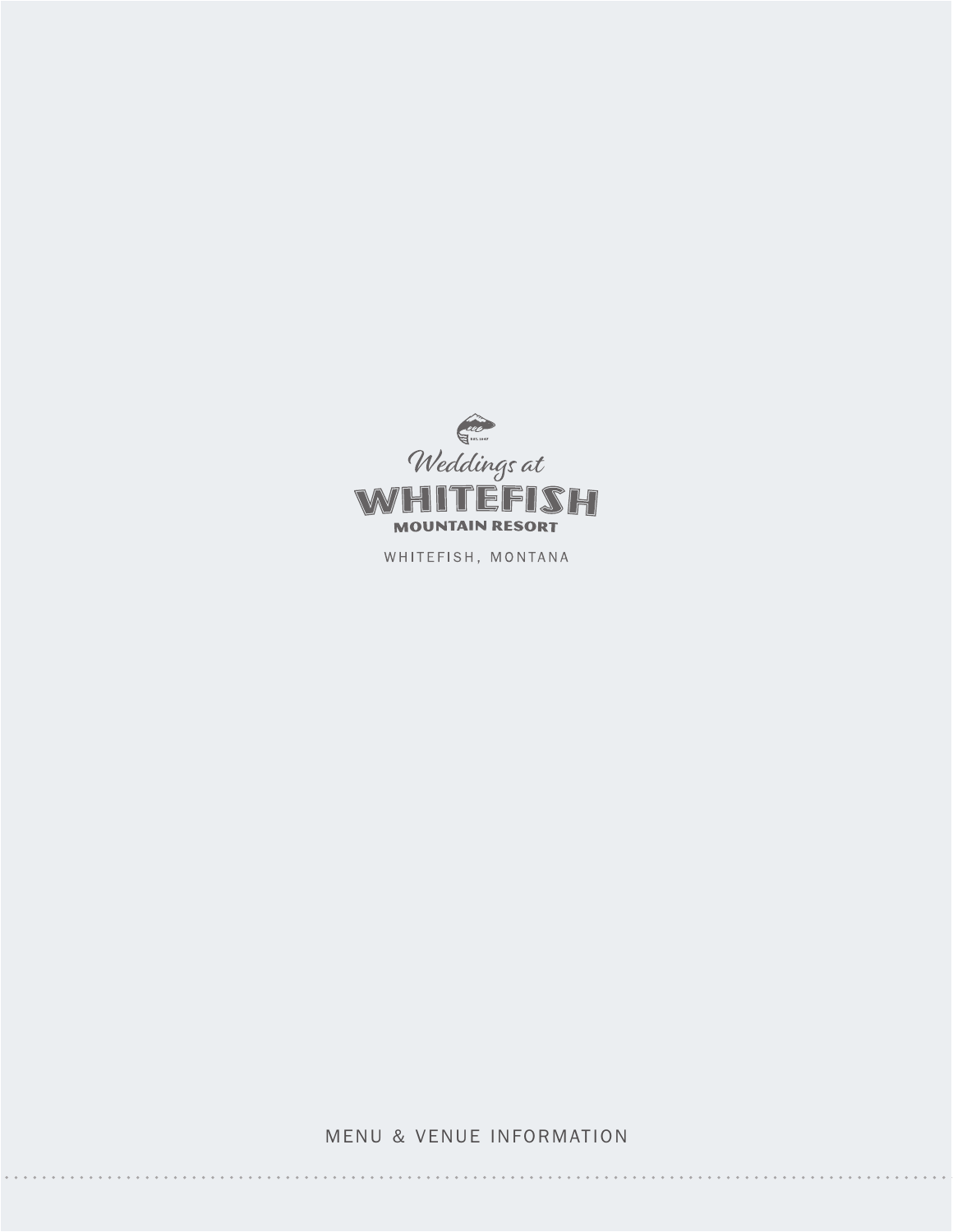# Weddings at WHITEFISH MOUNTAIN RESORT

WHITEFISH, MONTANA

MENU & VENUE INFORMATION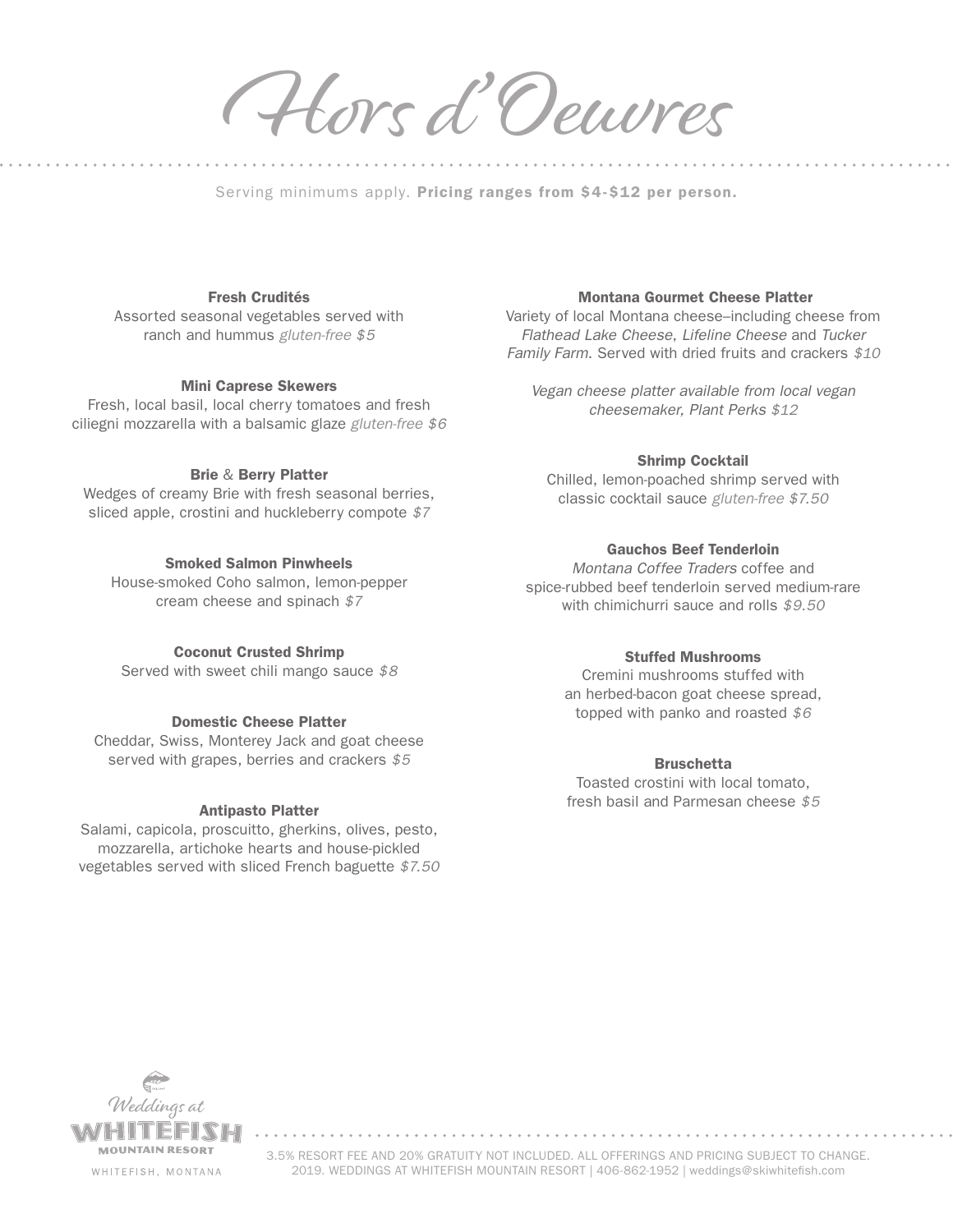# Hors d'Oeuvres

Serving minimums apply. **Pricing ranges from $4-$12 per person.**

**Fresh Crudités**
Assorted seasonal vegetables served with ranch and hummus *gluten-free $5*

**Mini Caprese Skewers**
Fresh, local basil, local cherry tomatoes and fresh ciliegni mozzarella with a balsamic glaze *gluten-free $6*

**Brie** & **Berry Platter**
Wedges of creamy Brie with fresh seasonal berries, sliced apple, crostini and huckleberry compote *$7*

**Smoked Salmon Pinwheels**
House-smoked Coho salmon, lemon-pepper cream cheese and spinach *$7*

**Coconut Crusted Shrimp**
Served with sweet chili mango sauce *$8*

**Domestic Cheese Platter**
Cheddar, Swiss, Monterey Jack and goat cheese served with grapes, berries and crackers *$5*

**Antipasto Platter**
Salami, capicola, proscuitto, gherkins, olives, pesto, mozzarella, artichoke hearts and house-pickled vegetables served with sliced French baguette *$7.50*

**Montana Gourmet Cheese Platter**
Variety of local Montana cheese–including cheese from *Flathead Lake Cheese*, *Lifeline Cheese* and *Tucker Family Farm*. Served with dried fruits and crackers *$10*

*Vegan cheese platter available from local vegan cheesemaker, Plant Perks $12*

**Shrimp Cocktail**
Chilled, lemon-poached shrimp served with classic cocktail sauce *gluten-free $7.50*

**Gauchos Beef Tenderloin**
*Montana Coffee Traders* coffee and spice-rubbed beef tenderloin served medium-rare with chimichurri sauce and rolls *$9.50*

**Stuffed Mushrooms**
Cremini mushrooms stuffed with an herbed-bacon goat cheese spread, topped with panko and roasted *$6*

**Bruschetta**
Toasted crostini with local tomato, fresh basil and Parmesan cheese *$5*

Weddings at WHITEFISH MOUNTAIN RESORT
WHITEFISH, MONTANA

3.5% RESORT FEE AND 20% GRATUITY NOT INCLUDED. ALL OFFERINGS AND PRICING SUBJECT TO CHANGE.
2019. WEDDINGS AT WHITEFISH MOUNTAIN RESORT | 406-862-1952 | weddings@skiwhitefish.com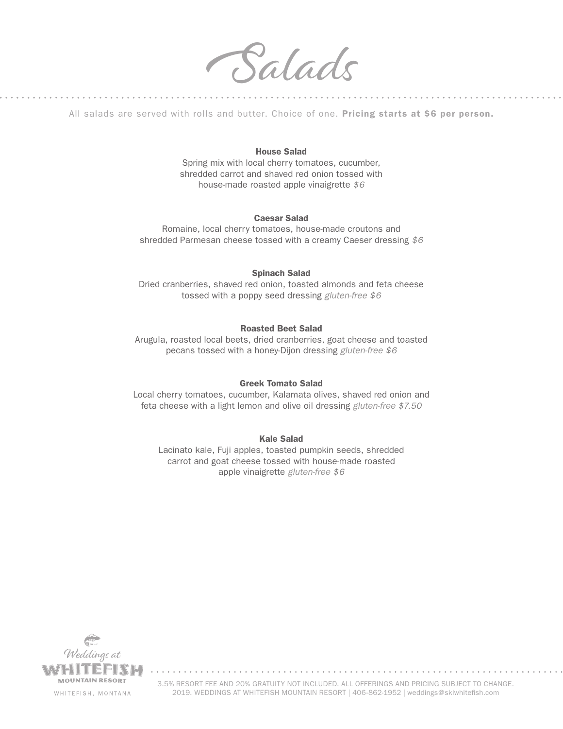# Salads

All salads are served with rolls and butter. Choice of one. **Pricing starts at $6 per person.**

**House Salad**
Spring mix with local cherry tomatoes, cucumber, shredded carrot and shaved red onion tossed with house-made roasted apple vinaigrette *$6*

**Caesar Salad**
Romaine, local cherry tomatoes, house-made croutons and shredded Parmesan cheese tossed with a creamy Caeser dressing *$6*

**Spinach Salad**
Dried cranberries, shaved red onion, toasted almonds and feta cheese tossed with a poppy seed dressing *gluten-free $6*

**Roasted Beet Salad**
Arugula, roasted local beets, dried cranberries, goat cheese and toasted pecans tossed with a honey-Dijon dressing *gluten-free $6*

**Greek Tomato Salad**
Local cherry tomatoes, cucumber, Kalamata olives, shaved red onion and feta cheese with a light lemon and olive oil dressing *gluten-free $7.50*

**Kale Salad**
Lacinato kale, Fuji apples, toasted pumpkin seeds, shredded carrot and goat cheese tossed with house-made roasted apple vinaigrette *gluten-free $6*

Weddings at WHITEFISH MOUNTAIN RESORT
WHITEFISH, MONTANA

3.5% RESORT FEE AND 20% GRATUITY NOT INCLUDED. ALL OFFERINGS AND PRICING SUBJECT TO CHANGE.
2019. WEDDINGS AT WHITEFISH MOUNTAIN RESORT | 406-862-1952 | weddings@skiwhitefish.com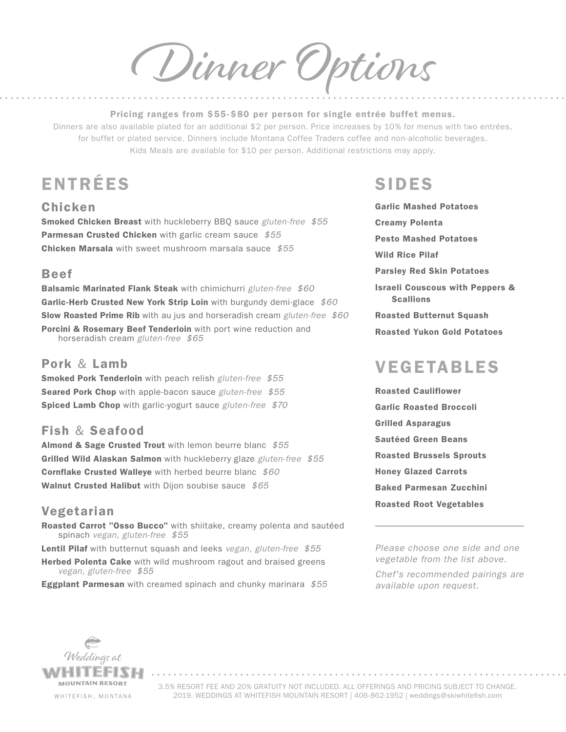# Dinner Options

**Pricing ranges from $55-$80 per person for single entrée buffet menus.**

Dinners are also available plated for an additional $2 per person. Price increases by 10% for menus with two entrées, for buffet or plated service. Dinners include Montana Coffee Traders coffee and non-alcoholic beverages. Kids Meals are available for $10 per person. Additional restrictions may apply.

## ENTRÉES

### Chicken

**Smoked Chicken Breast** with huckleberry BBQ sauce *gluten-free $55*

**Parmesan Crusted Chicken** with garlic cream sauce *$55*

**Chicken Marsala** with sweet mushroom marsala sauce *$55*

### Beef

**Balsamic Marinated Flank Steak** with chimichurri *gluten-free $60*

**Garlic-Herb Crusted New York Strip Loin** with burgundy demi-glace *$60*

**Slow Roasted Prime Rib** with au jus and horseradish cream *gluten-free $60*

**Porcini & Rosemary Beef Tenderloin** with port wine reduction and horseradish cream *gluten-free $65*

### Pork & Lamb

**Smoked Pork Tenderloin** with peach relish *gluten-free $55*

**Seared Pork Chop** with apple-bacon sauce *gluten-free $55*

**Spiced Lamb Chop** with garlic-yogurt sauce *gluten-free $70*

### Fish & Seafood

**Almond & Sage Crusted Trout** with lemon beurre blanc *$55*

**Grilled Wild Alaskan Salmon** with huckleberry glaze *gluten-free $55*

**Cornflake Crusted Walleye** with herbed beurre blanc *$60*

**Walnut Crusted Halibut** with Dijon soubise sauce *$65*

### Vegetarian

**Roasted Carrot "Osso Bucco"** with shiitake, creamy polenta and sautéed spinach *vegan, gluten-free $55*

**Lentil Pilaf** with butternut squash and leeks *vegan, gluten-free $55*

**Herbed Polenta Cake** with wild mushroom ragout and braised greens *vegan, gluten-free $55*

**Eggplant Parmesan** with creamed spinach and chunky marinara *$55*

## SIDES

**Garlic Mashed Potatoes**

**Creamy Polenta**

**Pesto Mashed Potatoes**

**Wild Rice Pilaf**

**Parsley Red Skin Potatoes**

**Israeli Couscous with Peppers & Scallions**

**Roasted Butternut Squash**

**Roasted Yukon Gold Potatoes**

## VEGETABLES

**Roasted Cauliflower**

**Garlic Roasted Broccoli**

**Grilled Asparagus**

**Sautéed Green Beans**

**Roasted Brussels Sprouts**

**Honey Glazed Carrots**

**Baked Parmesan Zucchini**

**Roasted Root Vegetables**

---

*Please choose one side and one vegetable from the list above.*

*Chef's recommended pairings are available upon request.*

Weddings at WHITEFISH MOUNTAIN RESORT
WHITEFISH, MONTANA

3.5% RESORT FEE AND 20% GRATUITY NOT INCLUDED. ALL OFFERINGS AND PRICING SUBJECT TO CHANGE.
2019. WEDDINGS AT WHITEFISH MOUNTAIN RESORT | 406-862-1952 | weddings@skiwhitefish.com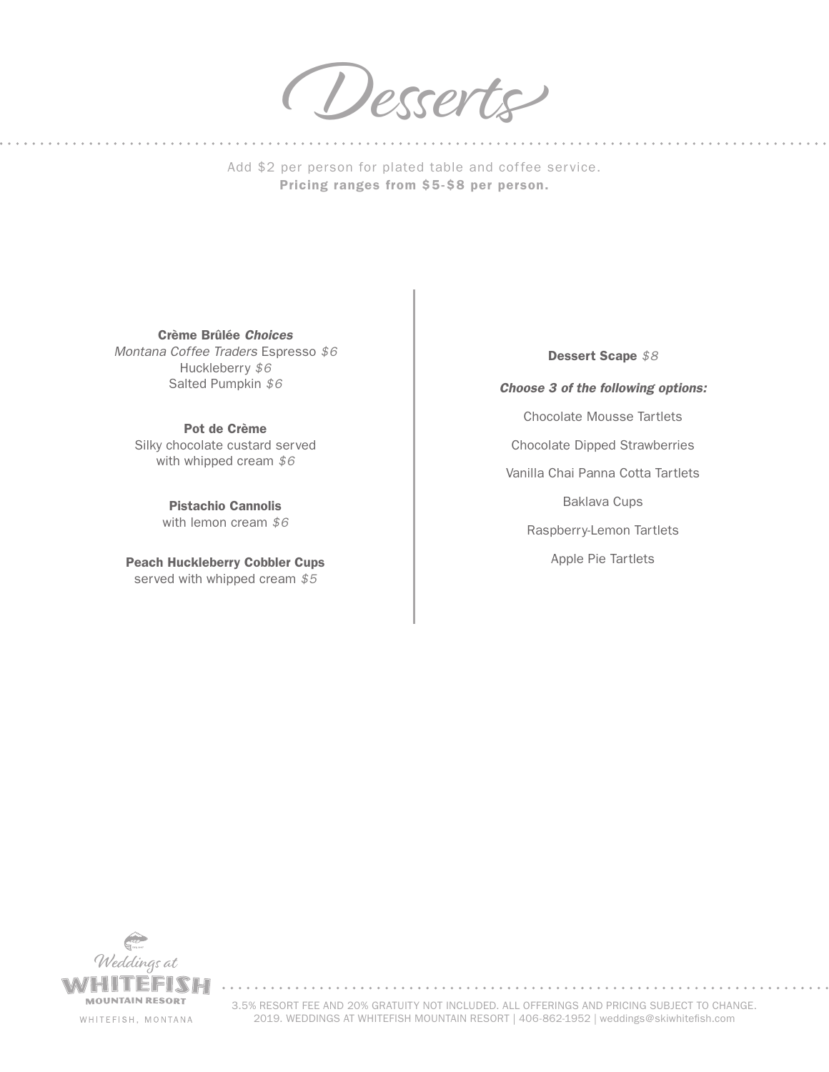# Desserts

Add $2 per person for plated table and coffee service.
**Pricing ranges from $5-$8 per person.**

**Crème Brûlée *Choices***
*Montana Coffee Traders* Espresso *$6*
Huckleberry *$6*
Salted Pumpkin *$6*

**Pot de Crème**
Silky chocolate custard served with whipped cream *$6*

**Pistachio Cannolis**
with lemon cream *$6*

**Peach Huckleberry Cobbler Cups**
served with whipped cream *$5*

**Dessert Scape** *$8*

***Choose 3 of the following options:***

Chocolate Mousse Tartlets

Chocolate Dipped Strawberries

Vanilla Chai Panna Cotta Tartlets

Baklava Cups

Raspberry-Lemon Tartlets

Apple Pie Tartlets

Weddings at WHITEFISH MOUNTAIN RESORT
WHITEFISH, MONTANA

3.5% RESORT FEE AND 20% GRATUITY NOT INCLUDED. ALL OFFERINGS AND PRICING SUBJECT TO CHANGE.
2019. WEDDINGS AT WHITEFISH MOUNTAIN RESORT | 406-862-1952 | weddings@skiwhitefish.com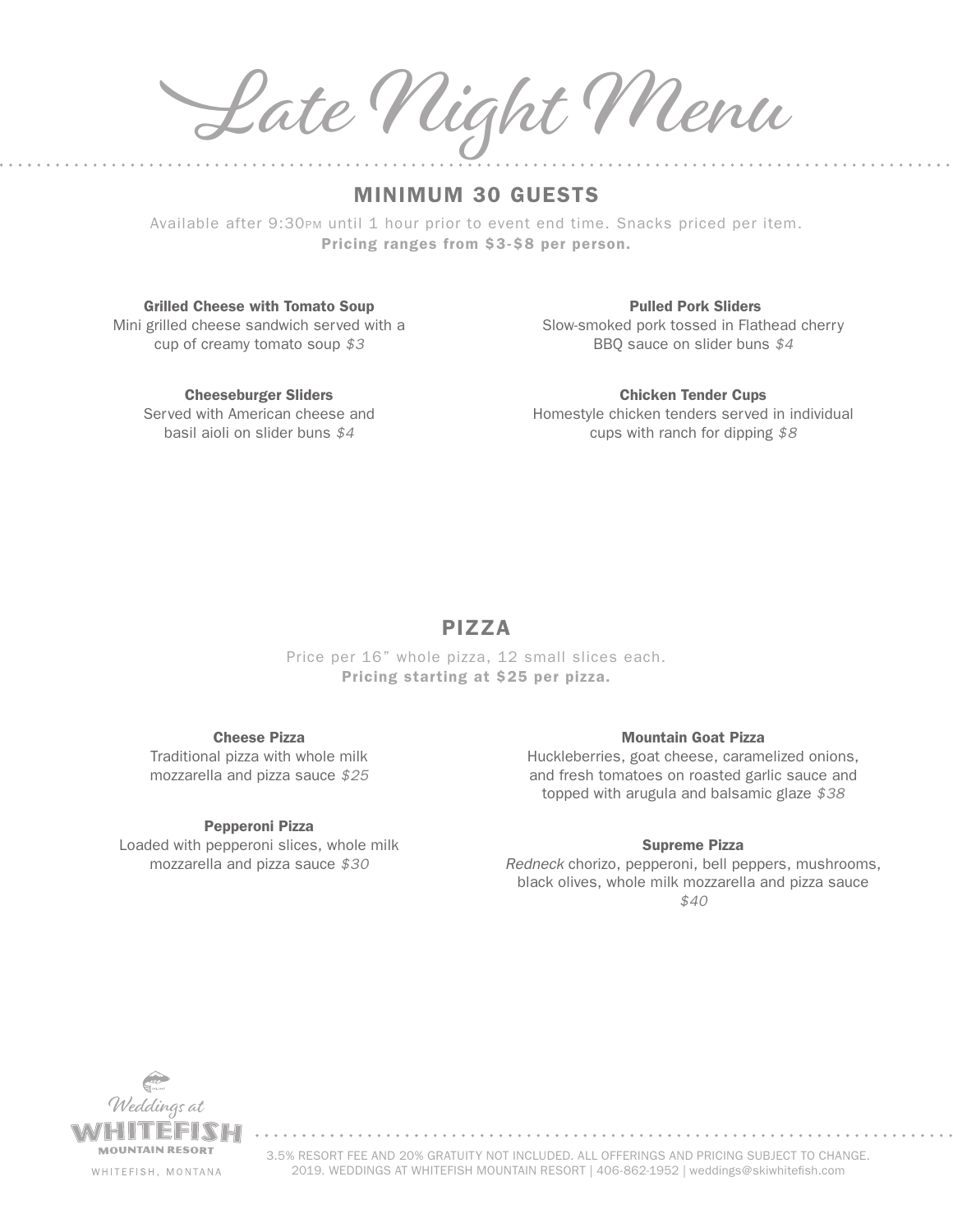# Late Night Menu

## MINIMUM 30 GUESTS

Available after 9:30PM until 1 hour prior to event end time. Snacks priced per item.
**Pricing ranges from $3-$8 per person.**

**Grilled Cheese with Tomato Soup**
Mini grilled cheese sandwich served with a cup of creamy tomato soup *$3*

**Cheeseburger Sliders**
Served with American cheese and basil aioli on slider buns *$4*

**Pulled Pork Sliders**
Slow-smoked pork tossed in Flathead cherry BBQ sauce on slider buns *$4*

**Chicken Tender Cups**
Homestyle chicken tenders served in individual cups with ranch for dipping *$8*

## PIZZA

Price per 16″ whole pizza, 12 small slices each.
**Pricing starting at $25 per pizza.**

**Cheese Pizza**
Traditional pizza with whole milk mozzarella and pizza sauce *$25*

**Pepperoni Pizza**
Loaded with pepperoni slices, whole milk mozzarella and pizza sauce *$30*

**Mountain Goat Pizza**
Huckleberries, goat cheese, caramelized onions, and fresh tomatoes on roasted garlic sauce and topped with arugula and balsamic glaze *$38*

**Supreme Pizza**
*Redneck* chorizo, pepperoni, bell peppers, mushrooms, black olives, whole milk mozzarella and pizza sauce *$40*

Weddings at WHITEFISH MOUNTAIN RESORT
WHITEFISH, MONTANA

3.5% RESORT FEE AND 20% GRATUITY NOT INCLUDED. ALL OFFERINGS AND PRICING SUBJECT TO CHANGE.
2019. WEDDINGS AT WHITEFISH MOUNTAIN RESORT | 406-862-1952 | weddings@skiwhitefish.com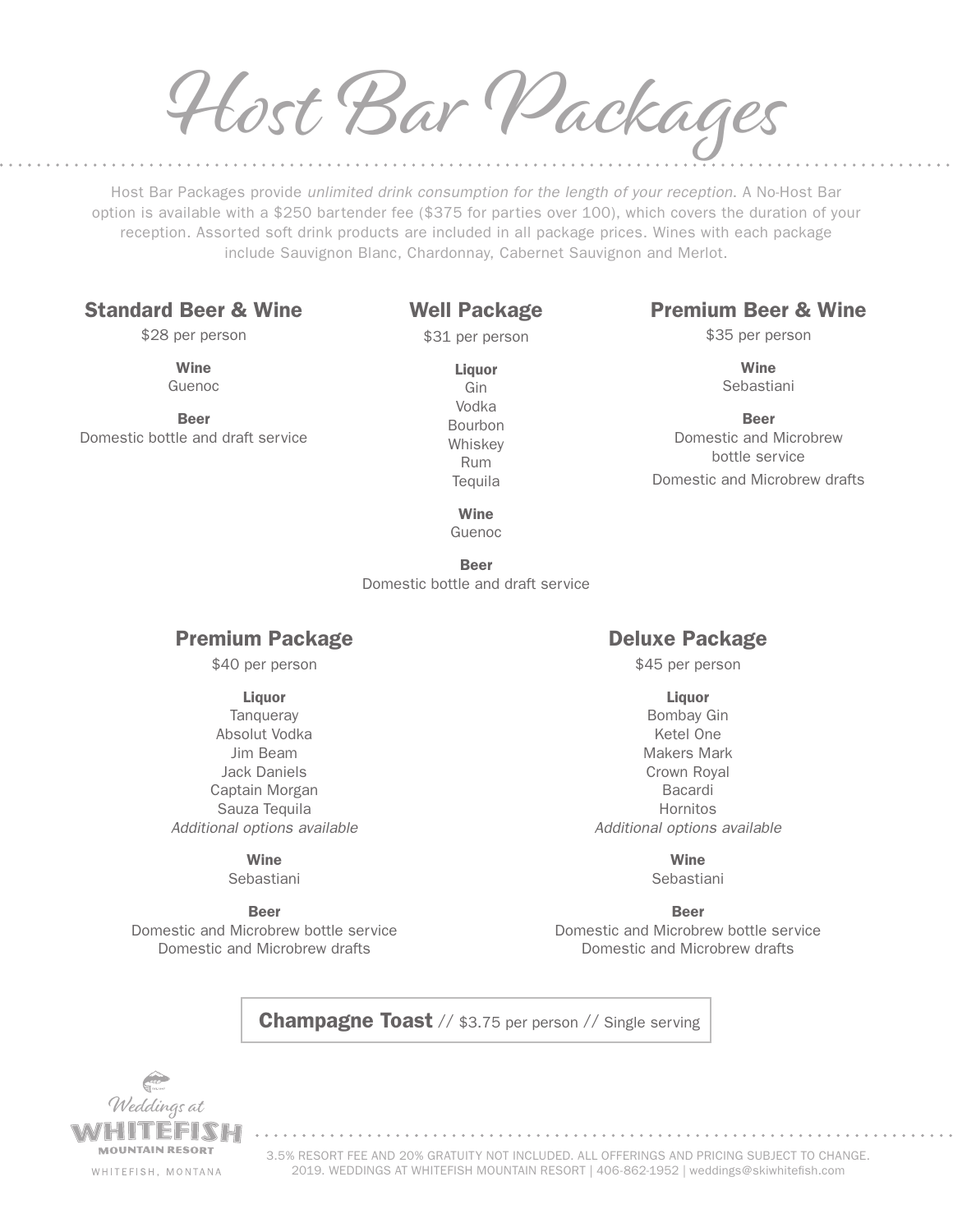# Host Bar Packages

Host Bar Packages provide *unlimited drink consumption for the length of your reception.* A No-Host Bar option is available with a $250 bartender fee ($375 for parties over 100), which covers the duration of your reception. Assorted soft drink products are included in all package prices. Wines with each package include Sauvignon Blanc, Chardonnay, Cabernet Sauvignon and Merlot.

## Standard Beer & Wine

$28 per person

**Wine**
Guenoc

**Beer**
Domestic bottle and draft service

## Well Package

$31 per person

**Liquor**
Gin
Vodka
Bourbon
Whiskey
Rum
Tequila

**Wine**
Guenoc

**Beer**
Domestic bottle and draft service

## Premium Beer & Wine

$35 per person

**Wine**
Sebastiani

**Beer**
Domestic and Microbrew bottle service
Domestic and Microbrew drafts

## Premium Package

$40 per person

**Liquor**
Tanqueray
Absolut Vodka
Jim Beam
Jack Daniels
Captain Morgan
Sauza Tequila
*Additional options available*

**Wine**
Sebastiani

**Beer**
Domestic and Microbrew bottle service
Domestic and Microbrew drafts

## Deluxe Package

$45 per person

**Liquor**
Bombay Gin
Ketel One
Makers Mark
Crown Royal
Bacardi
Hornitos
*Additional options available*

**Wine**
Sebastiani

**Beer**
Domestic and Microbrew bottle service
Domestic and Microbrew drafts

**Champagne Toast** // $3.75 per person // Single serving

Weddings at WHITEFISH MOUNTAIN RESORT
WHITEFISH, MONTANA

3.5% RESORT FEE AND 20% GRATUITY NOT INCLUDED. ALL OFFERINGS AND PRICING SUBJECT TO CHANGE.
2019. WEDDINGS AT WHITEFISH MOUNTAIN RESORT | 406-862-1952 | weddings@skiwhitefish.com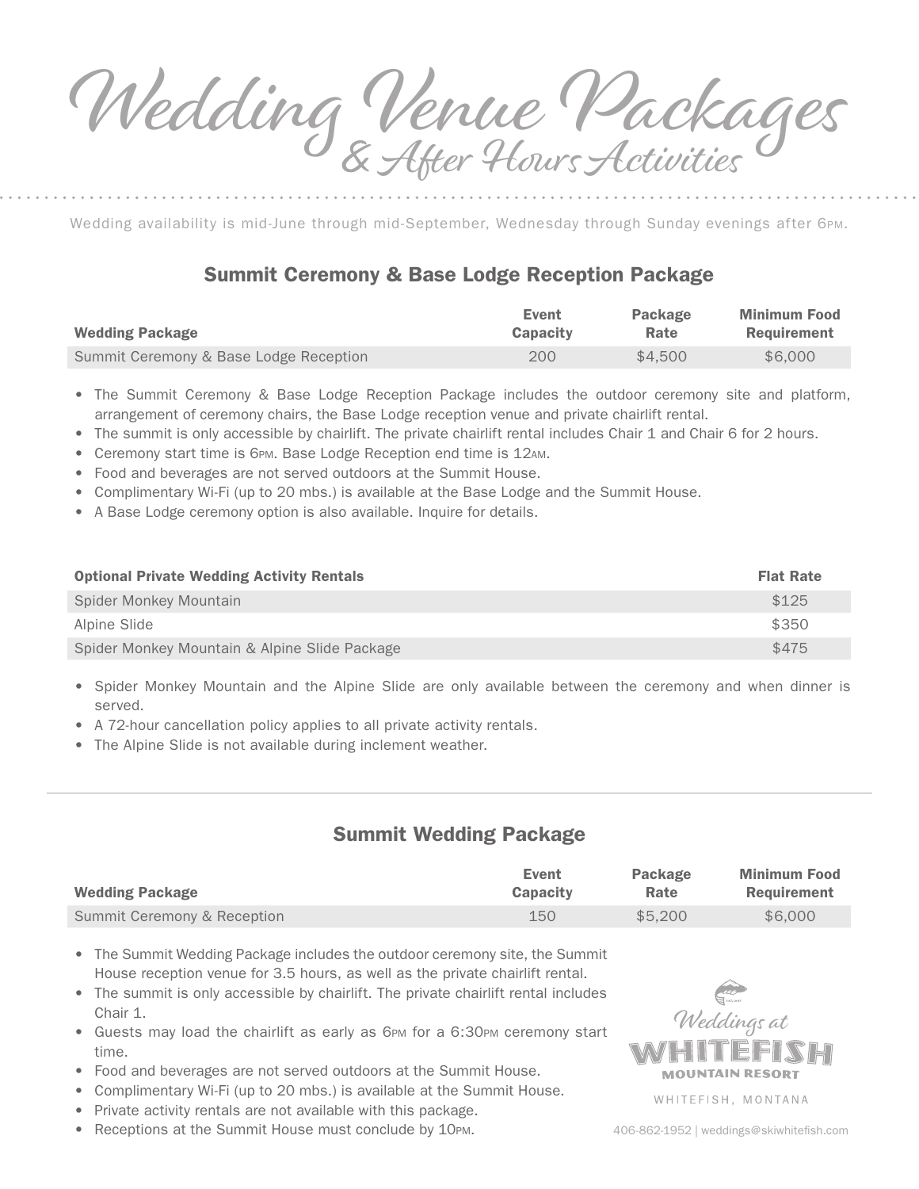# Wedding Venue Packages
## & After Hours Activities

Wedding availability is mid-June through mid-September, Wednesday through Sunday evenings after 6PM.

## Summit Ceremony & Base Lodge Reception Package

| Wedding Package | Event Capacity | Package Rate | Minimum Food Requirement |
|---|---|---|---|
| Summit Ceremony & Base Lodge Reception | 200 | $4,500 | $6,000 |

- The Summit Ceremony & Base Lodge Reception Package includes the outdoor ceremony site and platform, arrangement of ceremony chairs, the Base Lodge reception venue and private chairlift rental.
- The summit is only accessible by chairlift. The private chairlift rental includes Chair 1 and Chair 6 for 2 hours.
- Ceremony start time is 6PM. Base Lodge Reception end time is 12AM.
- Food and beverages are not served outdoors at the Summit House.
- Complimentary Wi-Fi (up to 20 mbs.) is available at the Base Lodge and the Summit House.
- A Base Lodge ceremony option is also available. Inquire for details.

| Optional Private Wedding Activity Rentals | Flat Rate |
|---|---|
| Spider Monkey Mountain | $125 |
| Alpine Slide | $350 |
| Spider Monkey Mountain & Alpine Slide Package | $475 |

- Spider Monkey Mountain and the Alpine Slide are only available between the ceremony and when dinner is served.
- A 72-hour cancellation policy applies to all private activity rentals.
- The Alpine Slide is not available during inclement weather.

## Summit Wedding Package

| Wedding Package | Event Capacity | Package Rate | Minimum Food Requirement |
|---|---|---|---|
| Summit Ceremony & Reception | 150 | $5,200 | $6,000 |

- The Summit Wedding Package includes the outdoor ceremony site, the Summit House reception venue for 3.5 hours, as well as the private chairlift rental.
- The summit is only accessible by chairlift. The private chairlift rental includes Chair 1.
- Guests may load the chairlift as early as 6PM for a 6:30PM ceremony start time.
- Food and beverages are not served outdoors at the Summit House.
- Complimentary Wi-Fi (up to 20 mbs.) is available at the Summit House.
- Private activity rentals are not available with this package.
- Receptions at the Summit House must conclude by 10PM.

Weddings at WHITEFISH MOUNTAIN RESORT

WHITEFISH, MONTANA

406-862-1952 | weddings@skiwhitefish.com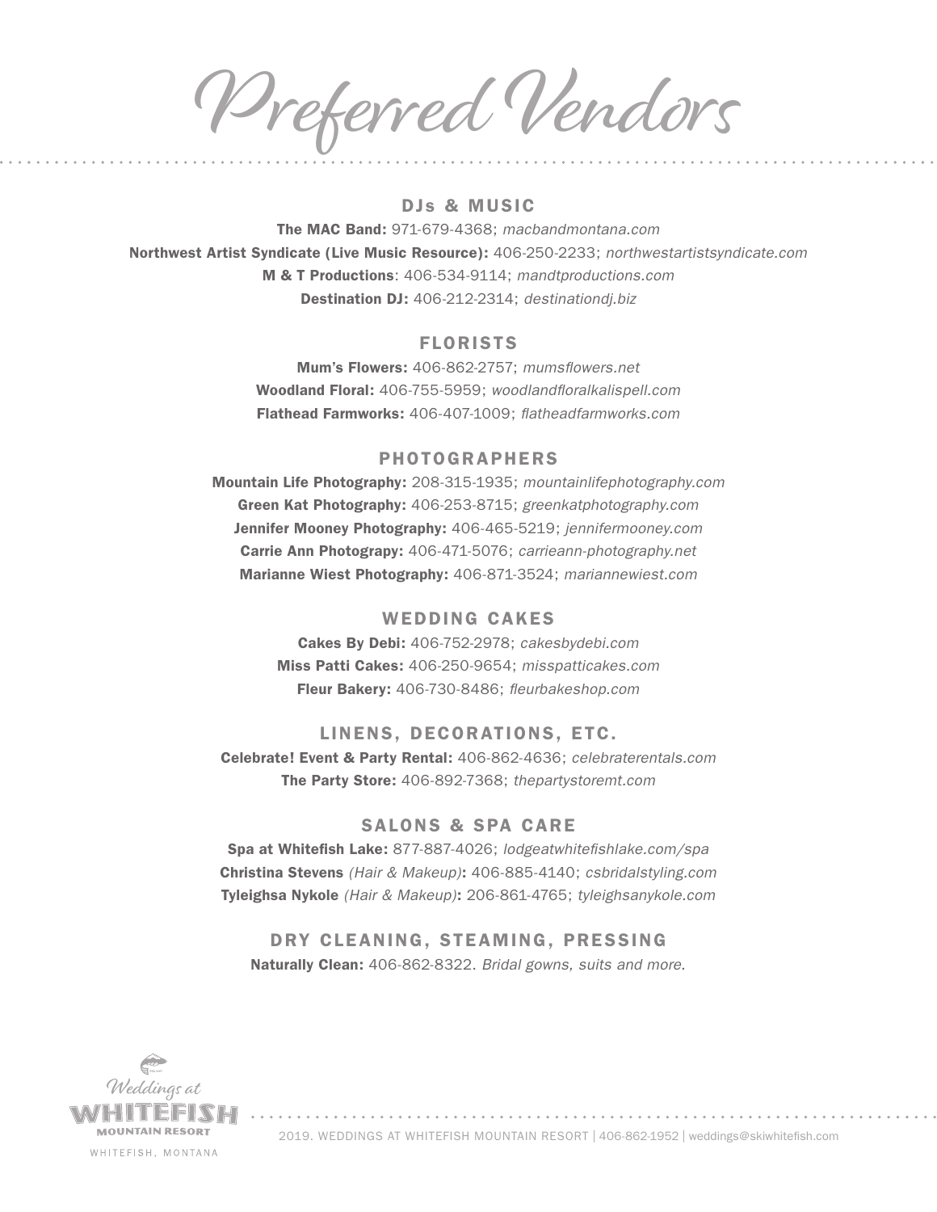# Preferred Vendors

## DJs & MUSIC

**The MAC Band:** 971-679-4368; *macbandmontana.com*
**Northwest Artist Syndicate (Live Music Resource):** 406-250-2233; *northwestartistsyndicate.com*
**M & T Productions**: 406-534-9114; *mandtproductions.com*
**Destination DJ:** 406-212-2314; *destinationdj.biz*

## FLORISTS

**Mum's Flowers:** 406-862-2757; *mumsflowers.net*
**Woodland Floral:** 406-755-5959; *woodlandfloralkalispell.com*
**Flathead Farmworks:** 406-407-1009; *flatheadfarmworks.com*

## PHOTOGRAPHERS

**Mountain Life Photography:** 208-315-1935; *mountainlifephotography.com*
**Green Kat Photography:** 406-253-8715; *greenkatphotography.com*
**Jennifer Mooney Photography:** 406-465-5219; *jennifermooney.com*
**Carrie Ann Photograpy:** 406-471-5076; *carrieann-photography.net*
**Marianne Wiest Photography:** 406-871-3524; *mariannewiest.com*

## WEDDING CAKES

**Cakes By Debi:** 406-752-2978; *cakesbydebi.com*
**Miss Patti Cakes:** 406-250-9654; *misspatticakes.com*
**Fleur Bakery:** 406-730-8486; *fleurbakeshop.com*

## LINENS, DECORATIONS, ETC.

**Celebrate! Event & Party Rental:** 406-862-4636; *celebraterentals.com*
**The Party Store:** 406-892-7368; *thepartystoremt.com*

## SALONS & SPA CARE

**Spa at Whitefish Lake:** 877-887-4026; *lodgeatwhitefishlake.com/spa*
**Christina Stevens** *(Hair & Makeup)***:** 406-885-4140; *csbridalstyling.com*
**Tyleighsa Nykole** *(Hair & Makeup)***:** 206-861-4765; *tyleighsanykole.com*

## DRY CLEANING, STEAMING, PRESSING

**Naturally Clean:** 406-862-8322. *Bridal gowns, suits and more.*

Weddings at WHITEFISH MOUNTAIN RESORT
WHITEFISH, MONTANA

2019. WEDDINGS AT WHITEFISH MOUNTAIN RESORT | 406-862-1952 | weddings@skiwhitefish.com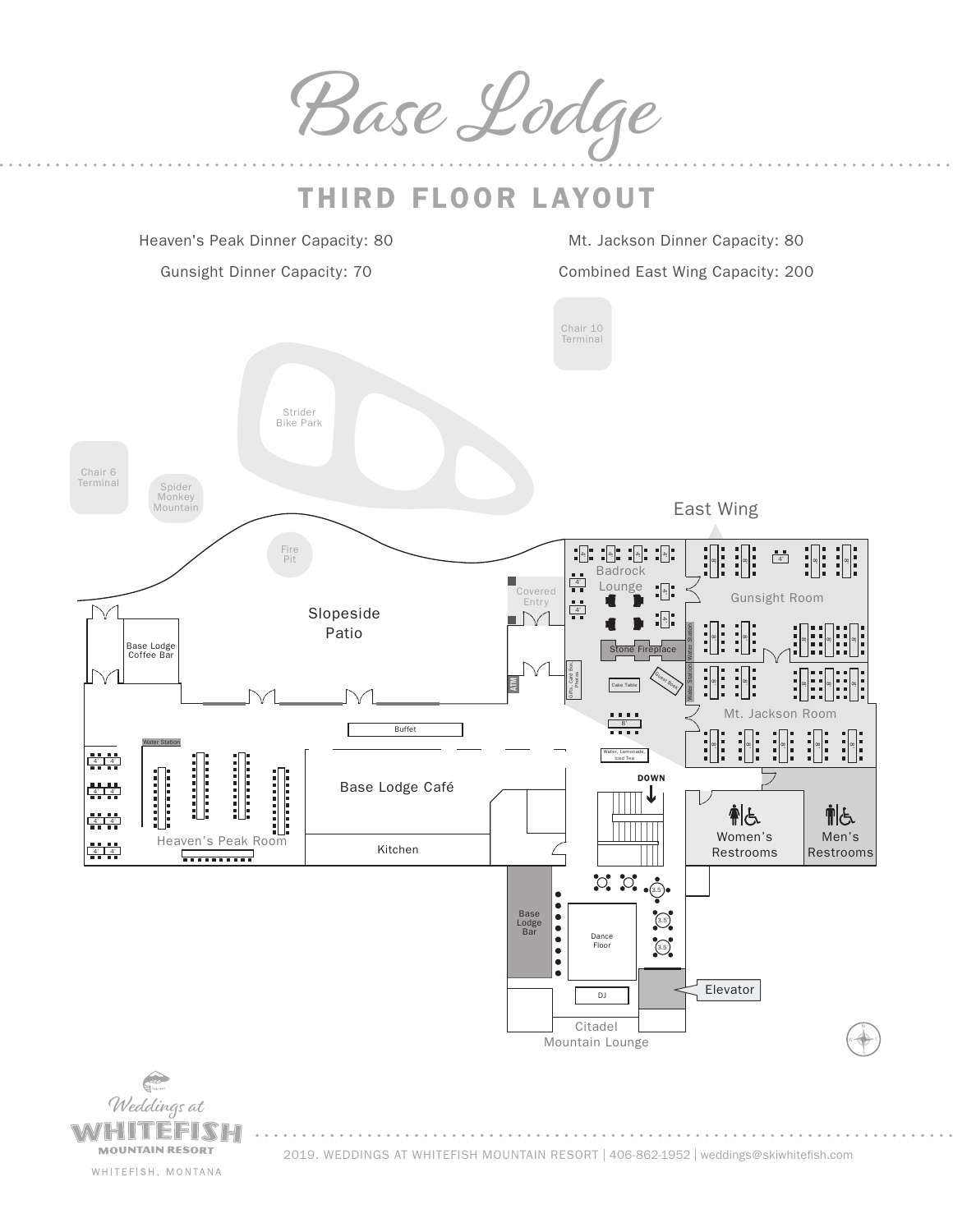# Base Lodge

## THIRD FLOOR LAYOUT

Heaven's Peak Dinner Capacity: 80

Gunsight Dinner Capacity: 70

Mt. Jackson Dinner Capacity: 80

Combined East Wing Capacity: 200

Chair 10 Terminal

Strider Bike Park

Chair 6 Terminal

Spider Monkey Mountain

Fire Pit

East Wing

Badrock Lounge

Gunsight Room

Covered Entry

Slopeside Patio

Base Lodge Coffee Bar

Stone Fireplace

Water Station

Gifts, Card Box, Photos

ATM

Cake Table

Guest Book

Mt. Jackson Room

Buffet

Water Station

Water, Lemonade, Iced Tea

DOWN

Base Lodge Café

Heaven's Peak Room

Kitchen

Women's Restrooms

Men's Restrooms

Base Lodge Bar

Dance Floor

DJ

Elevator

Citadel Mountain Lounge

Weddings at WHITEFISH MOUNTAIN RESORT

WHITEFISH, MONTANA

2019. WEDDINGS AT WHITEFISH MOUNTAIN RESORT | 406-862-1952 | weddings@skiwhitefish.com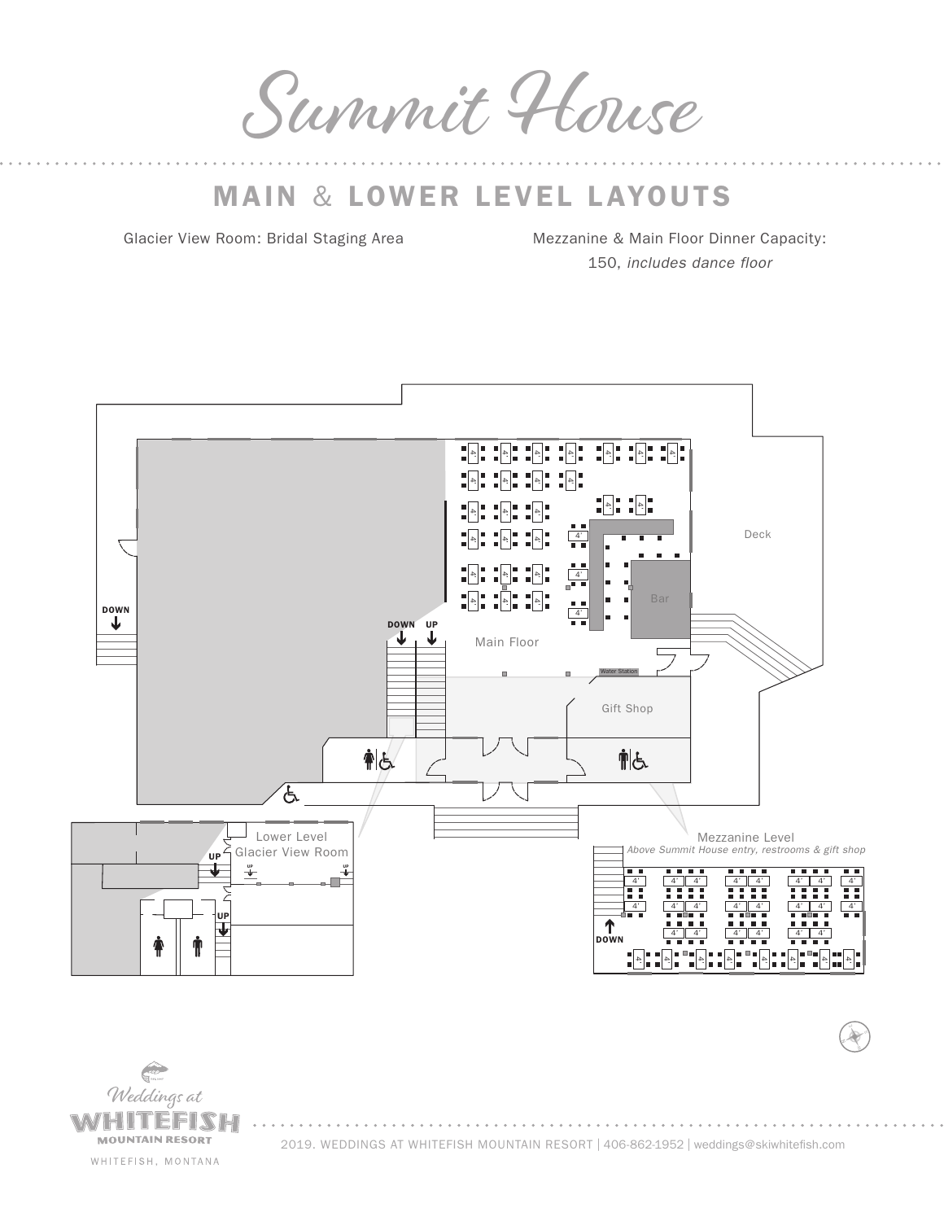# Summit House

## MAIN & LOWER LEVEL LAYOUTS

Glacier View Room: Bridal Staging Area

Mezzanine & Main Floor Dinner Capacity: 150, *includes dance floor*

Deck

Bar

Main Floor

Water Station

Gift Shop

DOWN

DOWN UP

Lower Level Glacier View Room

UP

Mezzanine Level
*Above Summit House entry, restrooms & gift shop*

DOWN

Weddings at WHITEFISH MOUNTAIN RESORT
WHITEFISH, MONTANA

2019. WEDDINGS AT WHITEFISH MOUNTAIN RESORT | 406-862-1952 | weddings@skiwhitefish.com